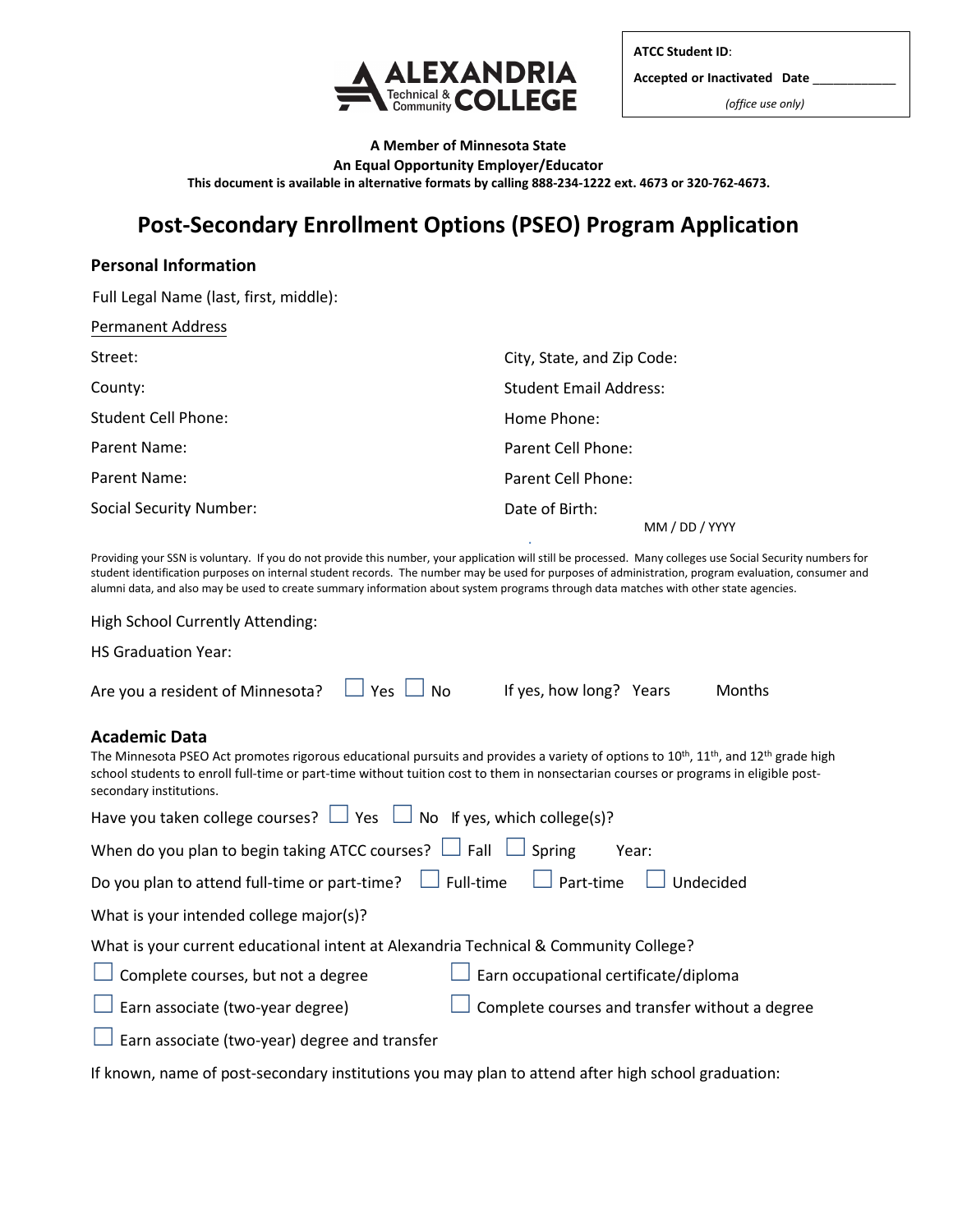ALEXANDRIA Technical & Community COLLEGE

**ATCC Student ID**:

**Accepted or Inactivated Date** ___________

*(office use only)*

**A Member of Minnesota State**
**An Equal Opportunity Employer/Educator**
**This document is available in alternative formats by calling 888-234-1222 ext. 4673 or 320-762-4673.**

# Post-Secondary Enrollment Options (PSEO) Program Application

## Personal Information

Full Legal Name (last, first, middle):

Permanent Address

Street:

City, State, and Zip Code:

County:

Student Email Address:

Student Cell Phone:

Home Phone:

Parent Name:

Parent Cell Phone:

Parent Name:

Parent Cell Phone:

Social Security Number:

Date of Birth: MM / DD / YYYY

Providing your SSN is voluntary. If you do not provide this number, your application will still be processed. Many colleges use Social Security numbers for student identification purposes on internal student records. The number may be used for purposes of administration, program evaluation, consumer and alumni data, and also may be used to create summary information about system programs through data matches with other state agencies.

High School Currently Attending:

HS Graduation Year:

Are you a resident of Minnesota? ☐ Yes ☐ No If yes, how long? Years Months

## Academic Data

The Minnesota PSEO Act promotes rigorous educational pursuits and provides a variety of options to 10th, 11th, and 12th grade high school students to enroll full-time or part-time without tuition cost to them in nonsectarian courses or programs in eligible post-secondary institutions.

Have you taken college courses? ☐ Yes ☐ No If yes, which college(s)?

When do you plan to begin taking ATCC courses? ☐ Fall ☐ Spring Year:

Do you plan to attend full-time or part-time? ☐ Full-time ☐ Part-time ☐ Undecided

What is your intended college major(s)?

What is your current educational intent at Alexandria Technical & Community College?

☐ Complete courses, but not a degree

☐ Earn occupational certificate/diploma

☐ Earn associate (two-year degree)

☐ Complete courses and transfer without a degree

☐ Earn associate (two-year) degree and transfer

If known, name of post-secondary institutions you may plan to attend after high school graduation: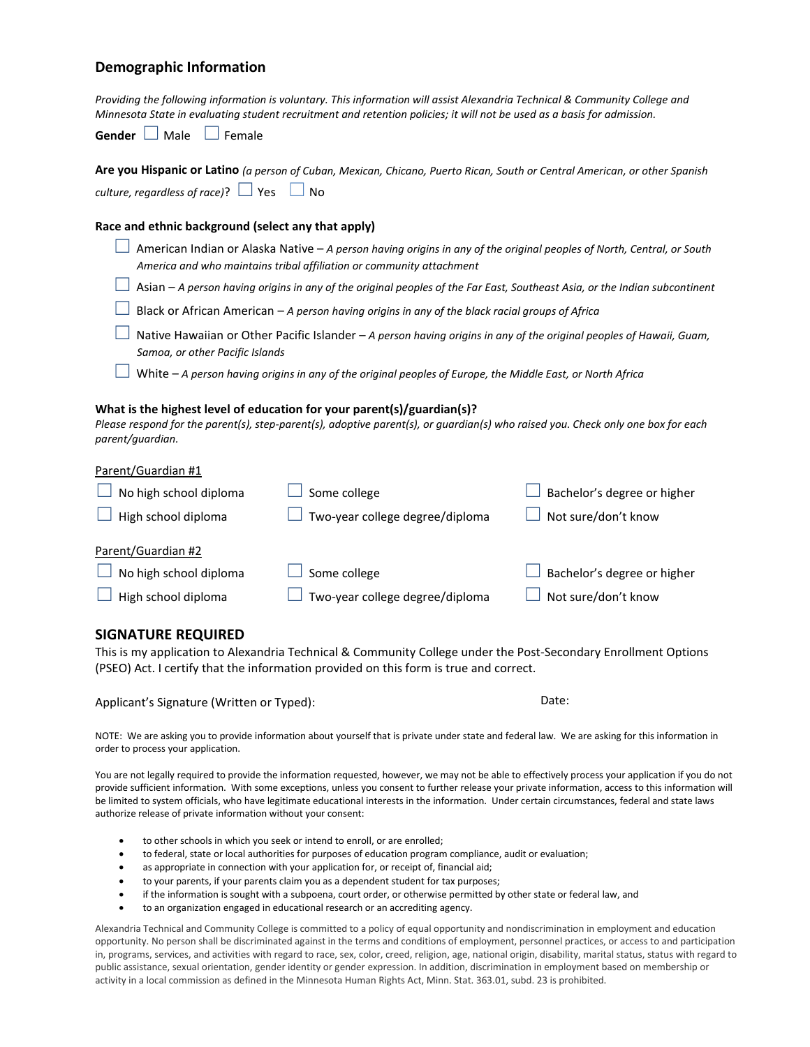## Demographic Information

*Providing the following information is voluntary. This information will assist Alexandria Technical & Community College and Minnesota State in evaluating student recruitment and retention policies; it will not be used as a basis for admission.*

**Gender** ☐ Male ☐ Female

**Are you Hispanic or Latino** *(a person of Cuban, Mexican, Chicano, Puerto Rican, South or Central American, or other Spanish culture, regardless of race)*? ☐ Yes ☐ No

**Race and ethnic background (select any that apply)**

- ☐ American Indian or Alaska Native – *A person having origins in any of the original peoples of North, Central, or South America and who maintains tribal affiliation or community attachment*
- ☐ Asian – *A person having origins in any of the original peoples of the Far East, Southeast Asia, or the Indian subcontinent*
- ☐ Black or African American – *A person having origins in any of the black racial groups of Africa*
- ☐ Native Hawaiian or Other Pacific Islander – *A person having origins in any of the original peoples of Hawaii, Guam, Samoa, or other Pacific Islands*
- ☐ White – *A person having origins in any of the original peoples of Europe, the Middle East, or North Africa*

**What is the highest level of education for your parent(s)/guardian(s)?**
*Please respond for the parent(s), step-parent(s), adoptive parent(s), or guardian(s) who raised you. Check only one box for each parent/guardian.*

Parent/Guardian #1

| | | |
|---|---|---|
| ☐ No high school diploma | ☐ Some college | ☐ Bachelor's degree or higher |
| ☐ High school diploma | ☐ Two-year college degree/diploma | ☐ Not sure/don't know |

Parent/Guardian #2

| | | |
|---|---|---|
| ☐ No high school diploma | ☐ Some college | ☐ Bachelor's degree or higher |
| ☐ High school diploma | ☐ Two-year college degree/diploma | ☐ Not sure/don't know |

## SIGNATURE REQUIRED

This is my application to Alexandria Technical & Community College under the Post-Secondary Enrollment Options (PSEO) Act. I certify that the information provided on this form is true and correct.

Applicant's Signature (Written or Typed): Date:

NOTE: We are asking you to provide information about yourself that is private under state and federal law. We are asking for this information in order to process your application.

You are not legally required to provide the information requested, however, we may not be able to effectively process your application if you do not provide sufficient information. With some exceptions, unless you consent to further release your private information, access to this information will be limited to system officials, who have legitimate educational interests in the information. Under certain circumstances, federal and state laws authorize release of private information without your consent:

- to other schools in which you seek or intend to enroll, or are enrolled;
- to federal, state or local authorities for purposes of education program compliance, audit or evaluation;
- as appropriate in connection with your application for, or receipt of, financial aid;
- to your parents, if your parents claim you as a dependent student for tax purposes;
- if the information is sought with a subpoena, court order, or otherwise permitted by other state or federal law, and
- to an organization engaged in educational research or an accrediting agency.

Alexandria Technical and Community College is committed to a policy of equal opportunity and nondiscrimination in employment and education opportunity. No person shall be discriminated against in the terms and conditions of employment, personnel practices, or access to and participation in, programs, services, and activities with regard to race, sex, color, creed, religion, age, national origin, disability, marital status, status with regard to public assistance, sexual orientation, gender identity or gender expression. In addition, discrimination in employment based on membership or activity in a local commission as defined in the Minnesota Human Rights Act, Minn. Stat. 363.01, subd. 23 is prohibited.